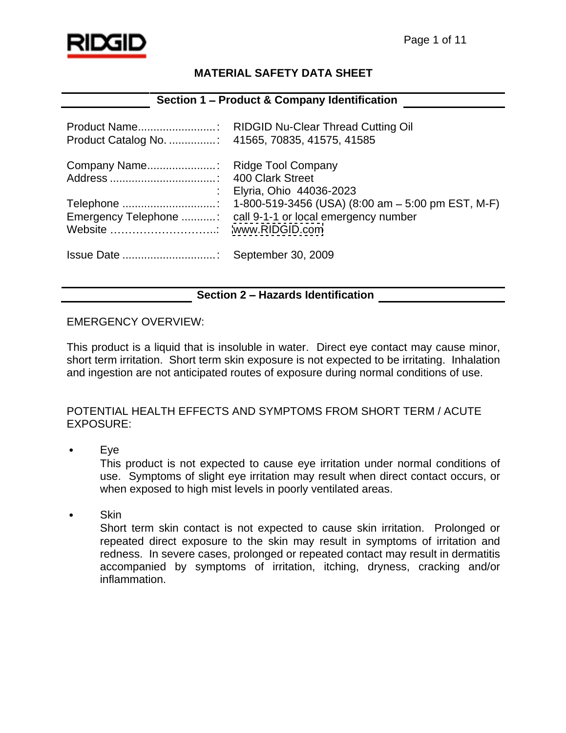# MATERIAL SAFETY DATA SHEET

## Section 1 – Product & Company Identification

| | |
|---|---|
| Product Name: | RIDGID Nu-Clear Thread Cutting Oil |
| Product Catalog No.: | 41565, 70835, 41575, 41585 |
| Company Name: | Ridge Tool Company |
| Address: | 400 Clark Street |
| : | Elyria, Ohio 44036-2023 |
| Telephone: | 1-800-519-3456 (USA) (8:00 am – 5:00 pm EST, M-F) |
| Emergency Telephone: | call 9-1-1 or local emergency number |
| Website: | www.RIDGID.com |
| Issue Date: | September 30, 2009 |

## Section 2 – Hazards Identification

EMERGENCY OVERVIEW:

This product is a liquid that is insoluble in water. Direct eye contact may cause minor, short term irritation. Short term skin exposure is not expected to be irritating. Inhalation and ingestion are not anticipated routes of exposure during normal conditions of use.

POTENTIAL HEALTH EFFECTS AND SYMPTOMS FROM SHORT TERM / ACUTE EXPOSURE:

- Eye
  This product is not expected to cause eye irritation under normal conditions of use. Symptoms of slight eye irritation may result when direct contact occurs, or when exposed to high mist levels in poorly ventilated areas.

- Skin
  Short term skin contact is not expected to cause skin irritation. Prolonged or repeated direct exposure to the skin may result in symptoms of irritation and redness. In severe cases, prolonged or repeated contact may result in dermatitis accompanied by symptoms of irritation, itching, dryness, cracking and/or inflammation.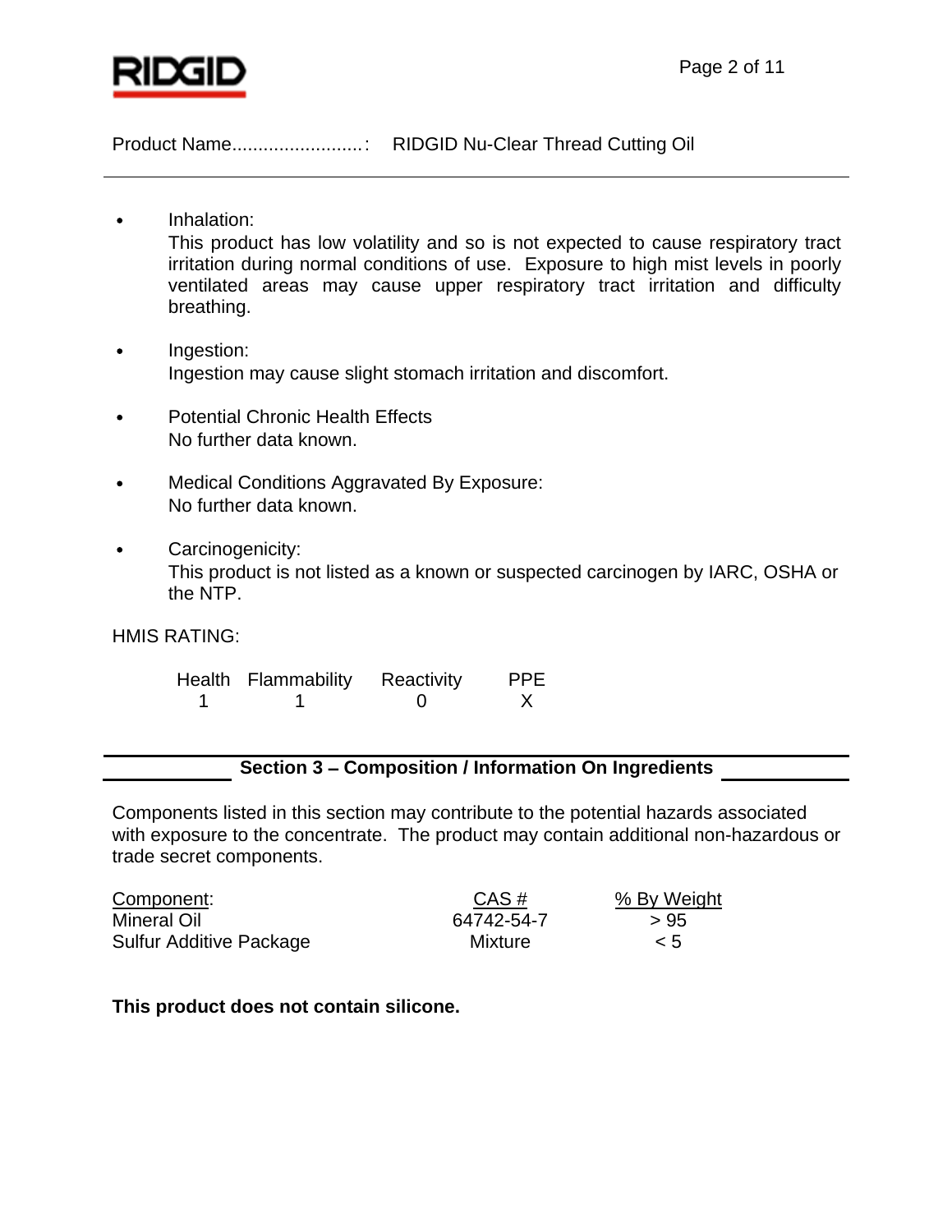Product Name.........................: RIDGID Nu-Clear Thread Cutting Oil

- Inhalation:
  This product has low volatility and so is not expected to cause respiratory tract irritation during normal conditions of use. Exposure to high mist levels in poorly ventilated areas may cause upper respiratory tract irritation and difficulty breathing.

- Ingestion:
  Ingestion may cause slight stomach irritation and discomfort.

- Potential Chronic Health Effects
  No further data known.

- Medical Conditions Aggravated By Exposure:
  No further data known.

- Carcinogenicity:
  This product is not listed as a known or suspected carcinogen by IARC, OSHA or the NTP.

HMIS RATING:

| Health | Flammability | Reactivity | PPE |
|---|---|---|---|
| 1 | 1 | 0 | X |

## Section 3 – Composition / Information On Ingredients

Components listed in this section may contribute to the potential hazards associated with exposure to the concentrate. The product may contain additional non-hazardous or trade secret components.

| Component: | CAS # | % By Weight |
|---|---|---|
| Mineral Oil | 64742-54-7 | > 95 |
| Sulfur Additive Package | Mixture | < 5 |

**This product does not contain silicone.**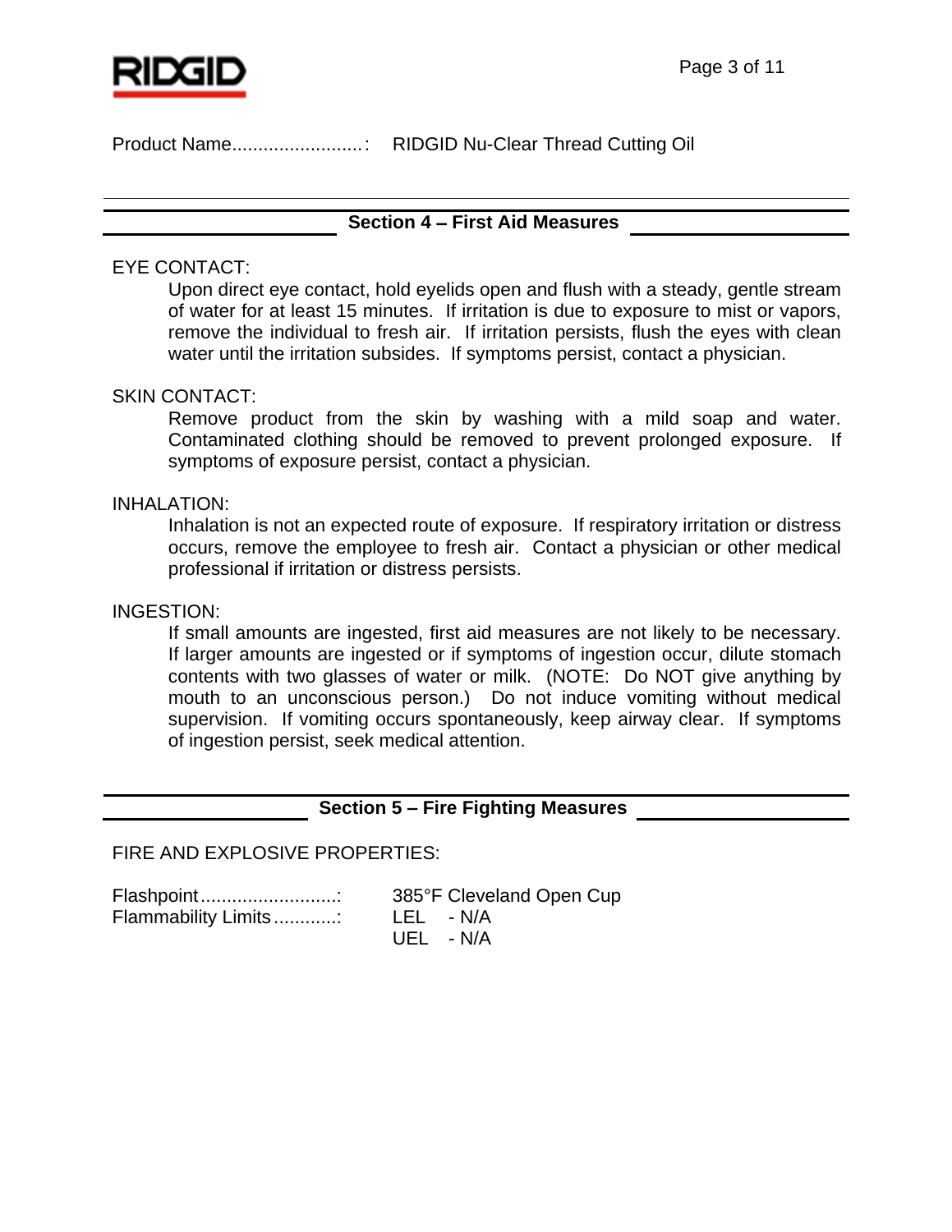Product Name.........................: RIDGID Nu-Clear Thread Cutting Oil

## Section 4 – First Aid Measures

EYE CONTACT:

Upon direct eye contact, hold eyelids open and flush with a steady, gentle stream of water for at least 15 minutes. If irritation is due to exposure to mist or vapors, remove the individual to fresh air. If irritation persists, flush the eyes with clean water until the irritation subsides. If symptoms persist, contact a physician.

SKIN CONTACT:

Remove product from the skin by washing with a mild soap and water. Contaminated clothing should be removed to prevent prolonged exposure. If symptoms of exposure persist, contact a physician.

INHALATION:

Inhalation is not an expected route of exposure. If respiratory irritation or distress occurs, remove the employee to fresh air. Contact a physician or other medical professional if irritation or distress persists.

INGESTION:

If small amounts are ingested, first aid measures are not likely to be necessary. If larger amounts are ingested or if symptoms of ingestion occur, dilute stomach contents with two glasses of water or milk. (NOTE: Do NOT give anything by mouth to an unconscious person.) Do not induce vomiting without medical supervision. If vomiting occurs spontaneously, keep airway clear. If symptoms of ingestion persist, seek medical attention.

## Section 5 – Fire Fighting Measures

FIRE AND EXPLOSIVE PROPERTIES:

Flashpoint..........................: 385°F Cleveland Open Cup
Flammability Limits............: LEL - N/A
UEL - N/A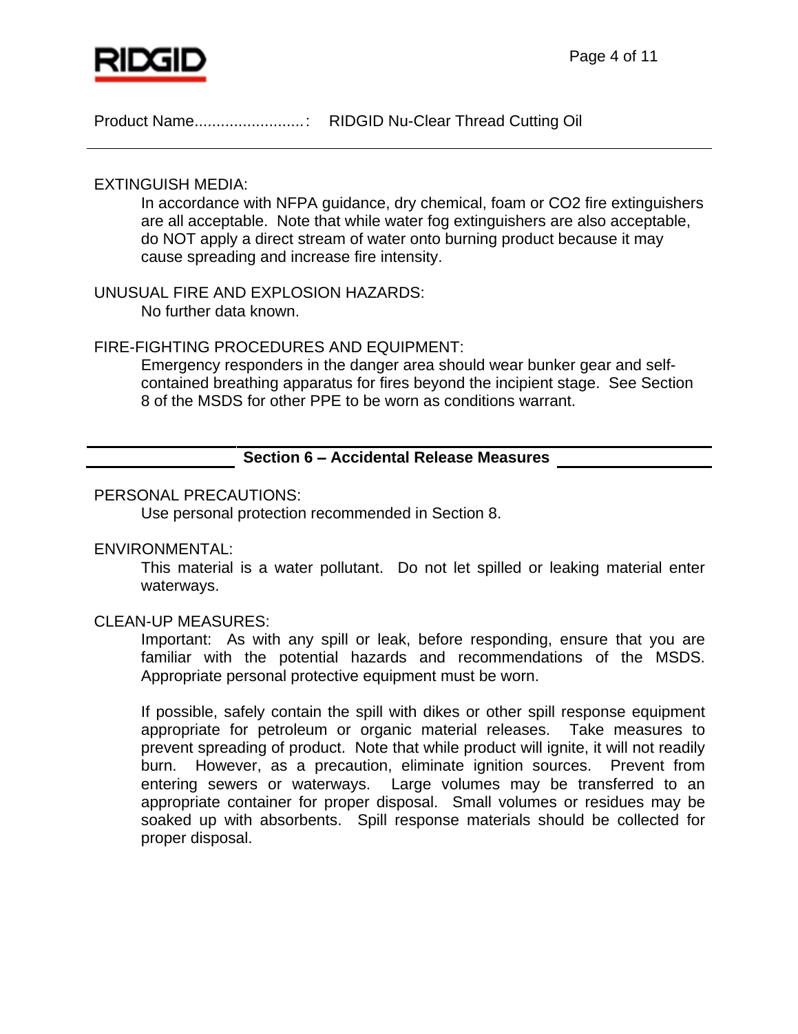Product Name.........................: RIDGID Nu-Clear Thread Cutting Oil

---

EXTINGUISH MEDIA:

In accordance with NFPA guidance, dry chemical, foam or $CO_2$ fire extinguishers are all acceptable. Note that while water fog extinguishers are also acceptable, do NOT apply a direct stream of water onto burning product because it may cause spreading and increase fire intensity.

UNUSUAL FIRE AND EXPLOSION HAZARDS:

No further data known.

FIRE-FIGHTING PROCEDURES AND EQUIPMENT:

Emergency responders in the danger area should wear bunker gear and self-contained breathing apparatus for fires beyond the incipient stage. See Section 8 of the MSDS for other PPE to be worn as conditions warrant.

## Section 6 – Accidental Release Measures

PERSONAL PRECAUTIONS:

Use personal protection recommended in Section 8.

ENVIRONMENTAL:

This material is a water pollutant. Do not let spilled or leaking material enter waterways.

CLEAN-UP MEASURES:

Important: As with any spill or leak, before responding, ensure that you are familiar with the potential hazards and recommendations of the MSDS. Appropriate personal protective equipment must be worn.

If possible, safely contain the spill with dikes or other spill response equipment appropriate for petroleum or organic material releases. Take measures to prevent spreading of product. Note that while product will ignite, it will not readily burn. However, as a precaution, eliminate ignition sources. Prevent from entering sewers or waterways. Large volumes may be transferred to an appropriate container for proper disposal. Small volumes or residues may be soaked up with absorbents. Spill response materials should be collected for proper disposal.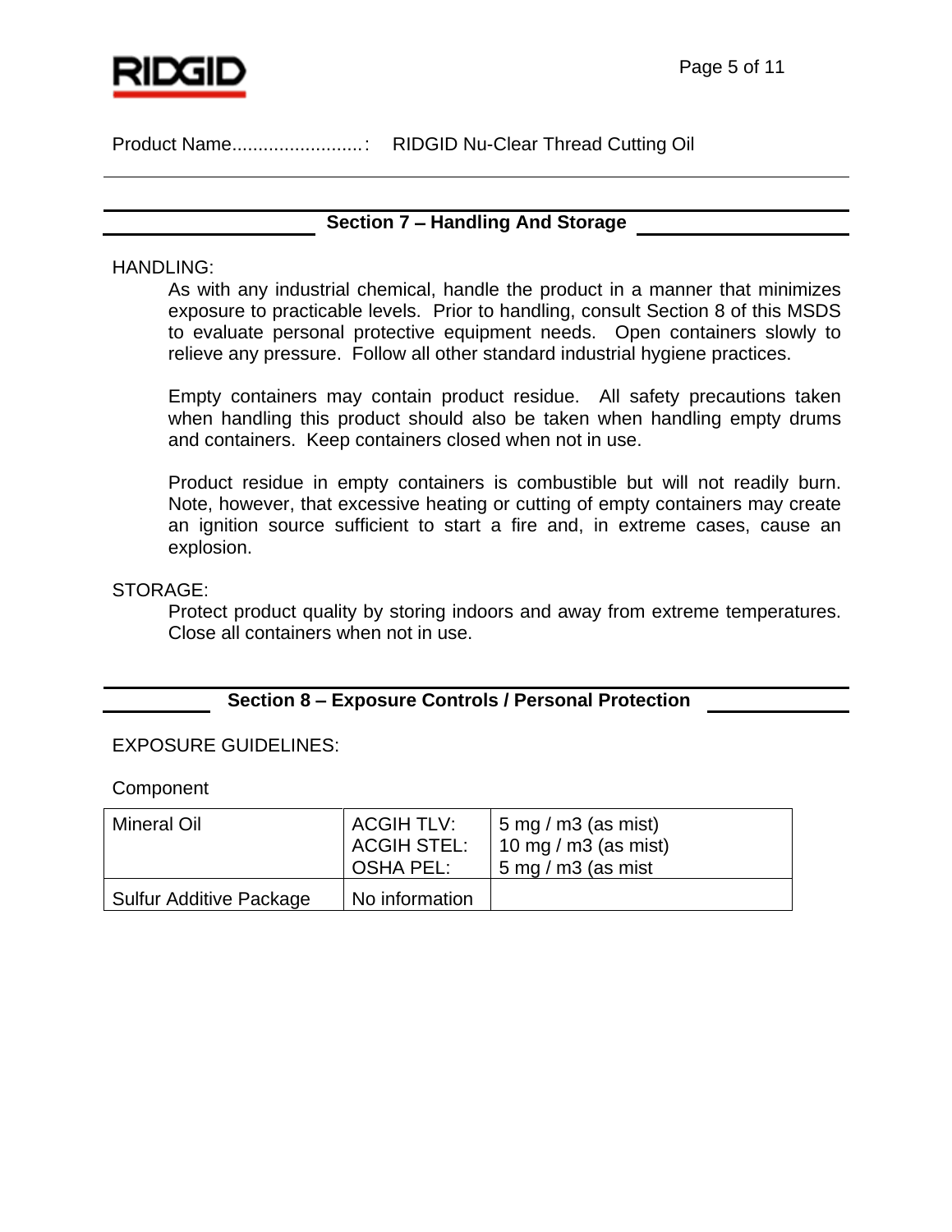Product Name.........................: RIDGID Nu-Clear Thread Cutting Oil

## Section 7 – Handling And Storage

HANDLING:

As with any industrial chemical, handle the product in a manner that minimizes exposure to practicable levels. Prior to handling, consult Section 8 of this MSDS to evaluate personal protective equipment needs. Open containers slowly to relieve any pressure. Follow all other standard industrial hygiene practices.

Empty containers may contain product residue. All safety precautions taken when handling this product should also be taken when handling empty drums and containers. Keep containers closed when not in use.

Product residue in empty containers is combustible but will not readily burn. Note, however, that excessive heating or cutting of empty containers may create an ignition source sufficient to start a fire and, in extreme cases, cause an explosion.

STORAGE:

Protect product quality by storing indoors and away from extreme temperatures. Close all containers when not in use.

## Section 8 – Exposure Controls / Personal Protection

EXPOSURE GUIDELINES:

Component

| | | |
|---|---|---|
| Mineral Oil | ACGIH TLV:<br>ACGIH STEL:<br>OSHA PEL: | 5 mg / m3 (as mist)<br>10 mg / m3 (as mist)<br>5 mg / m3 (as mist |
| Sulfur Additive Package | No information | |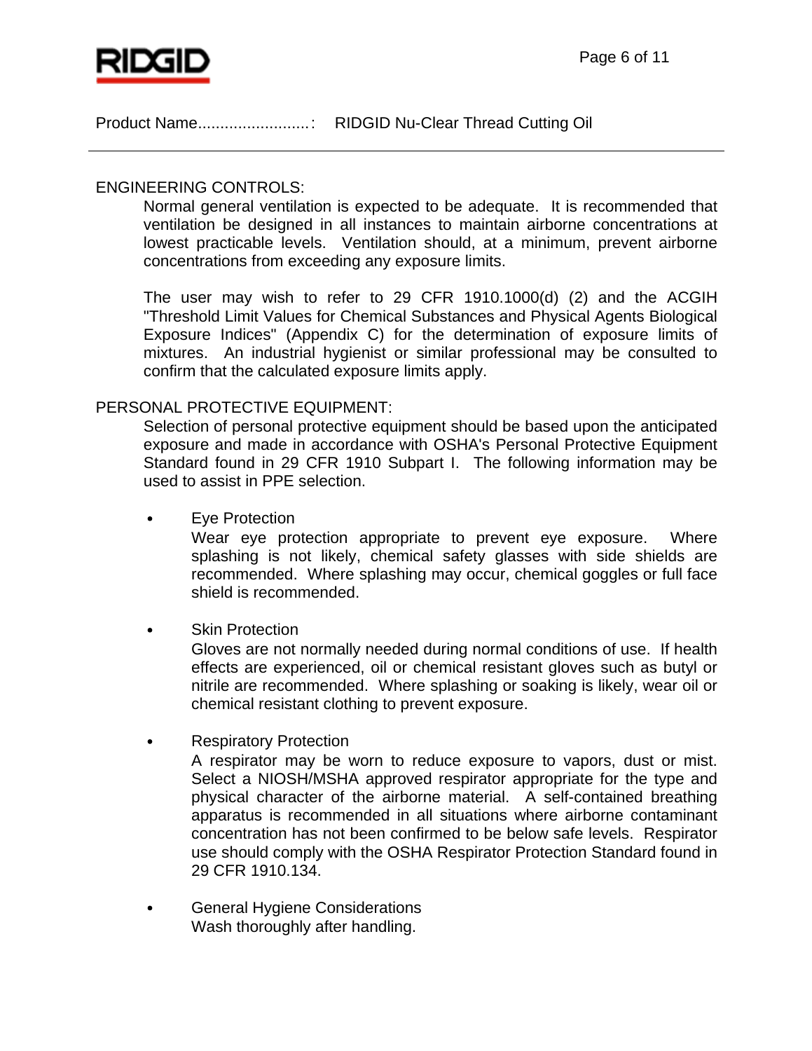Product Name.........................: RIDGID Nu-Clear Thread Cutting Oil

---

## ENGINEERING CONTROLS:

Normal general ventilation is expected to be adequate. It is recommended that ventilation be designed in all instances to maintain airborne concentrations at lowest practicable levels. Ventilation should, at a minimum, prevent airborne concentrations from exceeding any exposure limits.

The user may wish to refer to 29 CFR 1910.1000(d) (2) and the ACGIH "Threshold Limit Values for Chemical Substances and Physical Agents Biological Exposure Indices" (Appendix C) for the determination of exposure limits of mixtures. An industrial hygienist or similar professional may be consulted to confirm that the calculated exposure limits apply.

## PERSONAL PROTECTIVE EQUIPMENT:

Selection of personal protective equipment should be based upon the anticipated exposure and made in accordance with OSHA's Personal Protective Equipment Standard found in 29 CFR 1910 Subpart I. The following information may be used to assist in PPE selection.

- **Eye Protection**
  Wear eye protection appropriate to prevent eye exposure. Where splashing is not likely, chemical safety glasses with side shields are recommended. Where splashing may occur, chemical goggles or full face shield is recommended.

- **Skin Protection**
  Gloves are not normally needed during normal conditions of use. If health effects are experienced, oil or chemical resistant gloves such as butyl or nitrile are recommended. Where splashing or soaking is likely, wear oil or chemical resistant clothing to prevent exposure.

- **Respiratory Protection**
  A respirator may be worn to reduce exposure to vapors, dust or mist. Select a NIOSH/MSHA approved respirator appropriate for the type and physical character of the airborne material. A self-contained breathing apparatus is recommended in all situations where airborne contaminant concentration has not been confirmed to be below safe levels. Respirator use should comply with the OSHA Respirator Protection Standard found in 29 CFR 1910.134.

- **General Hygiene Considerations**
  Wash thoroughly after handling.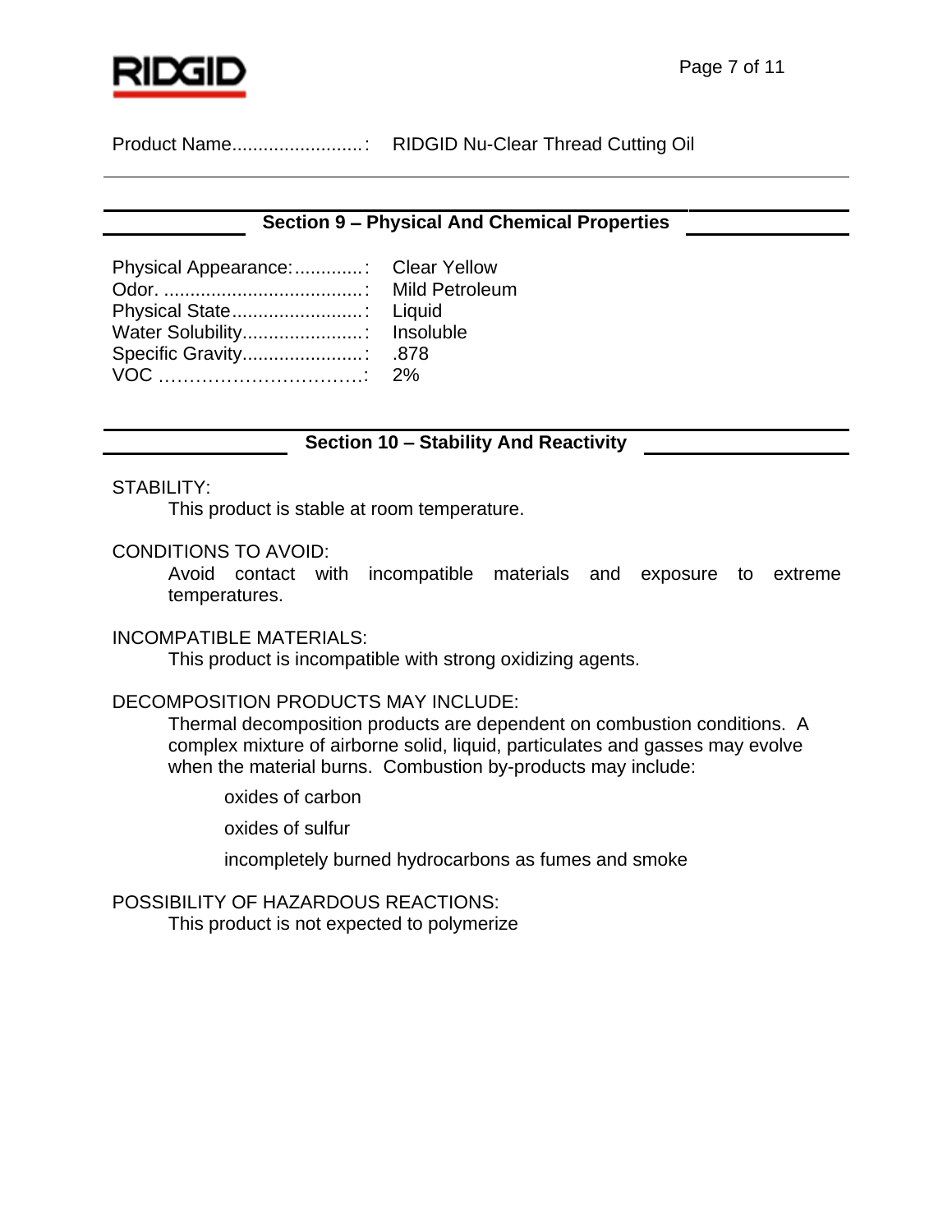Product Name.........................: RIDGID Nu-Clear Thread Cutting Oil

## Section 9 – Physical And Chemical Properties

Physical Appearance:.............: Clear Yellow
Odor. ......................................: Mild Petroleum
Physical State.........................: Liquid
Water Solubility.......................: Insoluble
Specific Gravity.......................: .878
VOC ……………………………: 2%

## Section 10 – Stability And Reactivity

STABILITY:

This product is stable at room temperature.

CONDITIONS TO AVOID:

Avoid contact with incompatible materials and exposure to extreme temperatures.

INCOMPATIBLE MATERIALS:

This product is incompatible with strong oxidizing agents.

DECOMPOSITION PRODUCTS MAY INCLUDE:

Thermal decomposition products are dependent on combustion conditions. A complex mixture of airborne solid, liquid, particulates and gasses may evolve when the material burns. Combustion by-products may include:

oxides of carbon

oxides of sulfur

incompletely burned hydrocarbons as fumes and smoke

POSSIBILITY OF HAZARDOUS REACTIONS:

This product is not expected to polymerize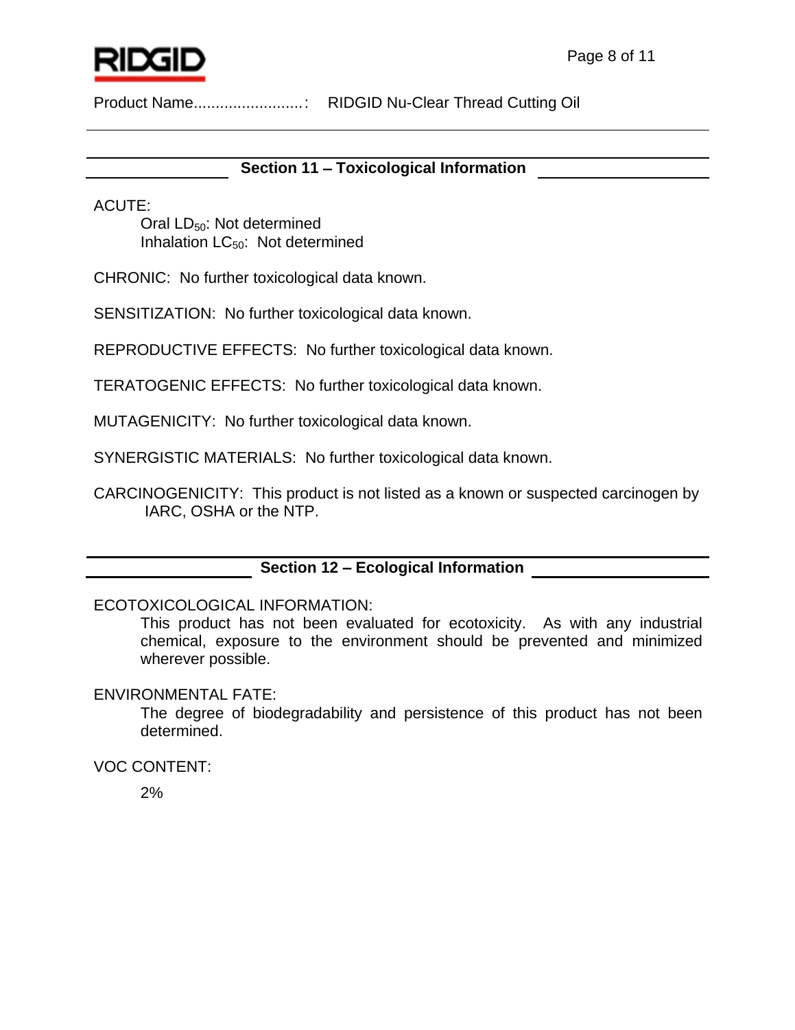Product Name.........................: RIDGID Nu-Clear Thread Cutting Oil

## Section 11 – Toxicological Information

ACUTE:

Oral $LD_{50}$: Not determined
Inhalation $LC_{50}$: Not determined

CHRONIC: No further toxicological data known.

SENSITIZATION: No further toxicological data known.

REPRODUCTIVE EFFECTS: No further toxicological data known.

TERATOGENIC EFFECTS: No further toxicological data known.

MUTAGENICITY: No further toxicological data known.

SYNERGISTIC MATERIALS: No further toxicological data known.

CARCINOGENICITY: This product is not listed as a known or suspected carcinogen by IARC, OSHA or the NTP.

## Section 12 – Ecological Information

ECOTOXICOLOGICAL INFORMATION:

This product has not been evaluated for ecotoxicity. As with any industrial chemical, exposure to the environment should be prevented and minimized wherever possible.

ENVIRONMENTAL FATE:

The degree of biodegradability and persistence of this product has not been determined.

VOC CONTENT:

2%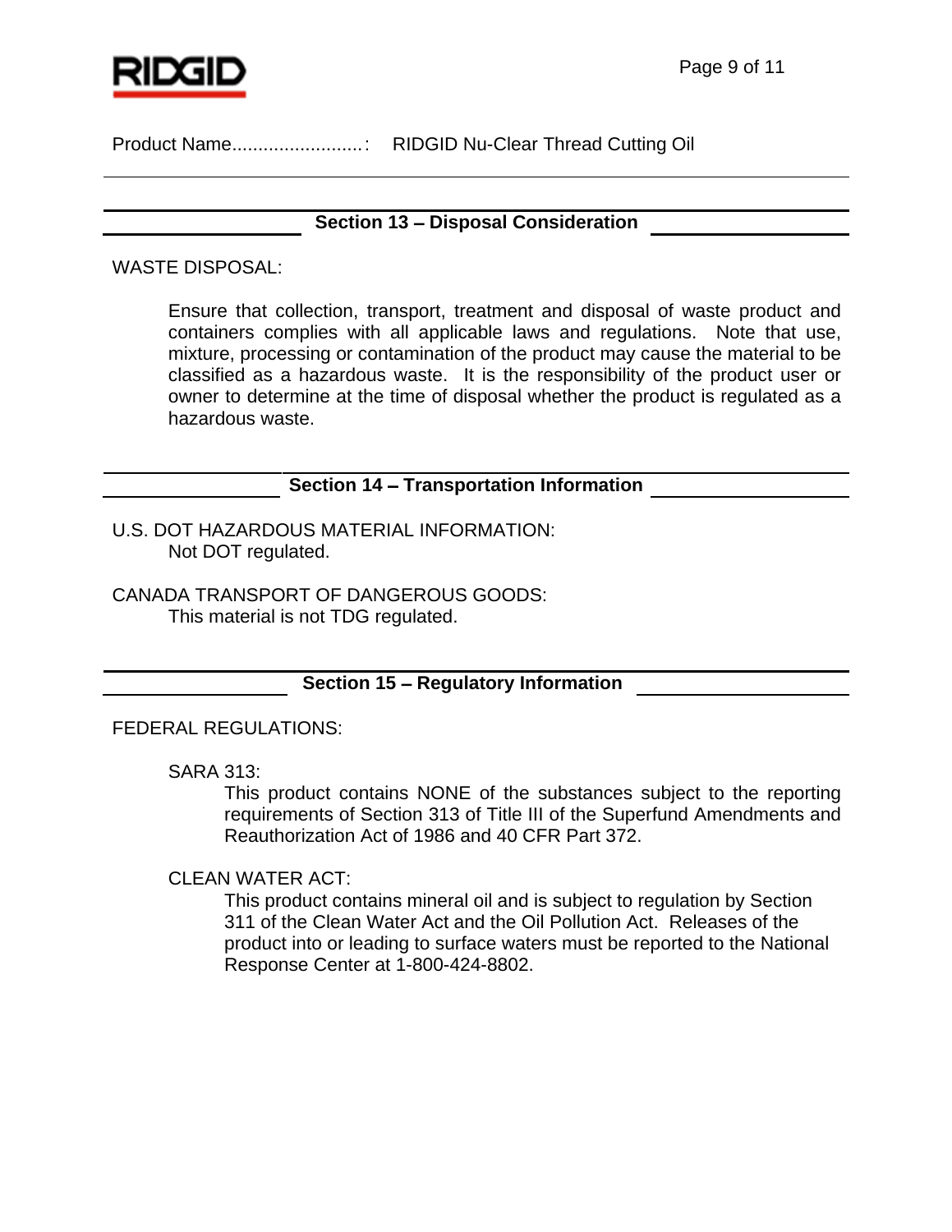Product Name.........................: RIDGID Nu-Clear Thread Cutting Oil

## Section 13 – Disposal Consideration

WASTE DISPOSAL:

Ensure that collection, transport, treatment and disposal of waste product and containers complies with all applicable laws and regulations. Note that use, mixture, processing or contamination of the product may cause the material to be classified as a hazardous waste. It is the responsibility of the product user or owner to determine at the time of disposal whether the product is regulated as a hazardous waste.

## Section 14 – Transportation Information

U.S. DOT HAZARDOUS MATERIAL INFORMATION:
Not DOT regulated.

CANADA TRANSPORT OF DANGEROUS GOODS:
This material is not TDG regulated.

## Section 15 – Regulatory Information

FEDERAL REGULATIONS:

SARA 313:
This product contains NONE of the substances subject to the reporting requirements of Section 313 of Title III of the Superfund Amendments and Reauthorization Act of 1986 and 40 CFR Part 372.

CLEAN WATER ACT:
This product contains mineral oil and is subject to regulation by Section 311 of the Clean Water Act and the Oil Pollution Act. Releases of the product into or leading to surface waters must be reported to the National Response Center at 1-800-424-8802.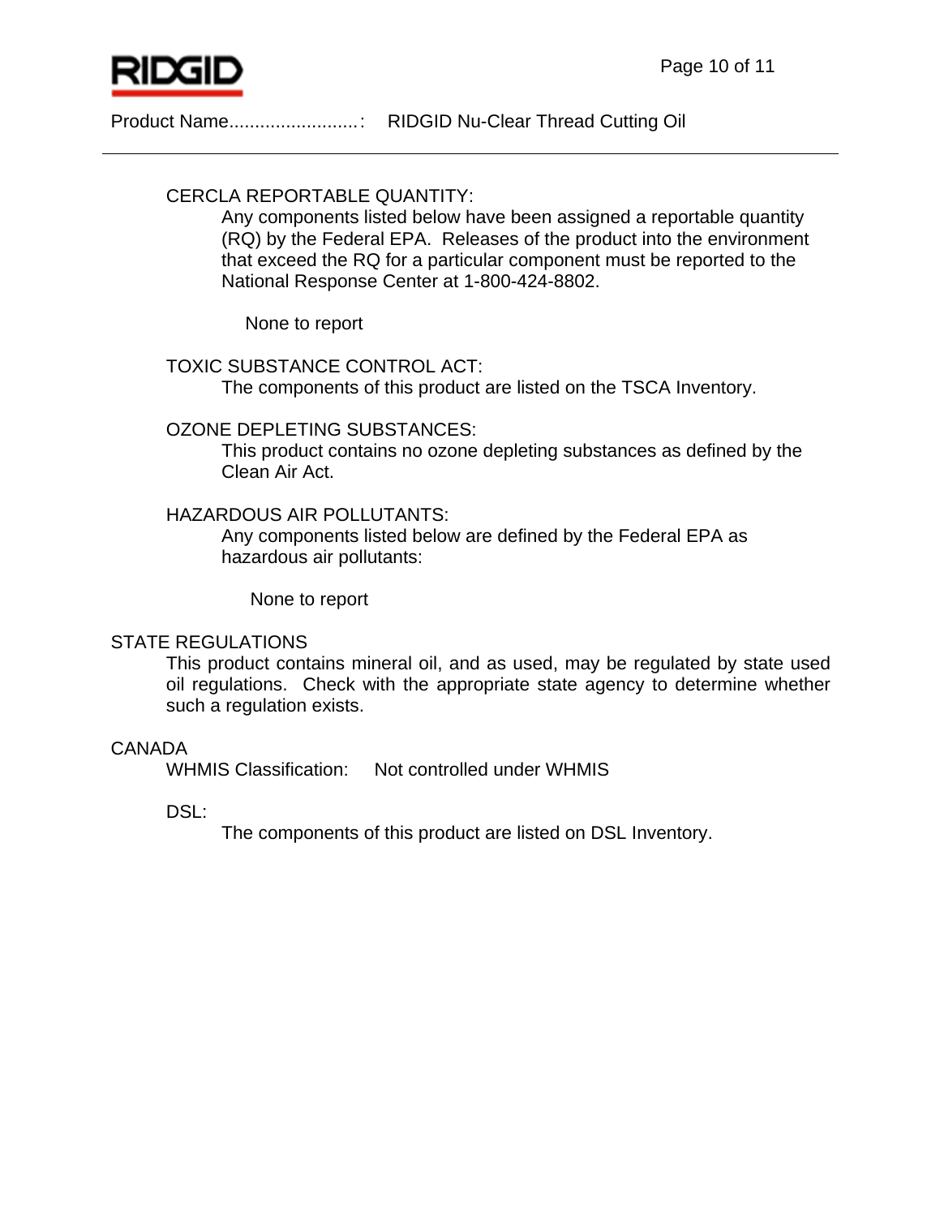Product Name.........................: RIDGID Nu-Clear Thread Cutting Oil

CERCLA REPORTABLE QUANTITY:

Any components listed below have been assigned a reportable quantity (RQ) by the Federal EPA. Releases of the product into the environment that exceed the RQ for a particular component must be reported to the National Response Center at 1-800-424-8802.

None to report

TOXIC SUBSTANCE CONTROL ACT:

The components of this product are listed on the TSCA Inventory.

OZONE DEPLETING SUBSTANCES:

This product contains no ozone depleting substances as defined by the Clean Air Act.

HAZARDOUS AIR POLLUTANTS:

Any components listed below are defined by the Federal EPA as hazardous air pollutants:

None to report

STATE REGULATIONS

This product contains mineral oil, and as used, may be regulated by state used oil regulations. Check with the appropriate state agency to determine whether such a regulation exists.

CANADA

WHMIS Classification: Not controlled under WHMIS

DSL:

The components of this product are listed on DSL Inventory.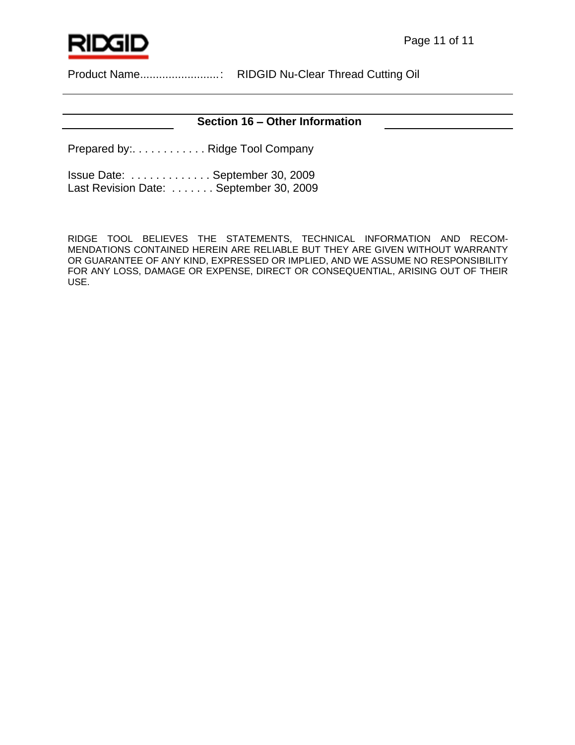Product Name.........................: RIDGID Nu-Clear Thread Cutting Oil

## Section 16 – Other Information

Prepared by:. . . . . . . . . . . . Ridge Tool Company

Issue Date: . . . . . . . . . . . . . September 30, 2009
Last Revision Date: . . . . . . . September 30, 2009

RIDGE TOOL BELIEVES THE STATEMENTS, TECHNICAL INFORMATION AND RECOMMENDATIONS CONTAINED HEREIN ARE RELIABLE BUT THEY ARE GIVEN WITHOUT WARRANTY OR GUARANTEE OF ANY KIND, EXPRESSED OR IMPLIED, AND WE ASSUME NO RESPONSIBILITY FOR ANY LOSS, DAMAGE OR EXPENSE, DIRECT OR CONSEQUENTIAL, ARISING OUT OF THEIR USE.